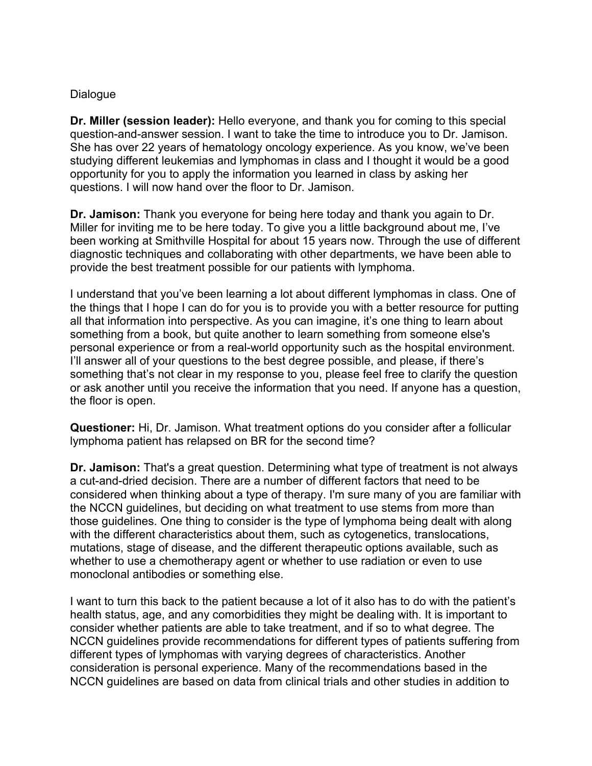Dialogue

**Dr. Miller (session leader):** Hello everyone, and thank you for coming to this special question-and-answer session. I want to take the time to introduce you to Dr. Jamison. She has over 22 years of hematology oncology experience. As you know, we've been studying different leukemias and lymphomas in class and I thought it would be a good opportunity for you to apply the information you learned in class by asking her questions. I will now hand over the floor to Dr. Jamison.

**Dr. Jamison:** Thank you everyone for being here today and thank you again to Dr. Miller for inviting me to be here today. To give you a little background about me, I've been working at Smithville Hospital for about 15 years now. Through the use of different diagnostic techniques and collaborating with other departments, we have been able to provide the best treatment possible for our patients with lymphoma.

I understand that you've been learning a lot about different lymphomas in class. One of the things that I hope I can do for you is to provide you with a better resource for putting all that information into perspective. As you can imagine, it's one thing to learn about something from a book, but quite another to learn something from someone else's personal experience or from a real-world opportunity such as the hospital environment. I'll answer all of your questions to the best degree possible, and please, if there's something that's not clear in my response to you, please feel free to clarify the question or ask another until you receive the information that you need. If anyone has a question, the floor is open.

**Questioner:** Hi, Dr. Jamison. What treatment options do you consider after a follicular lymphoma patient has relapsed on BR for the second time?

**Dr. Jamison:** That's a great question. Determining what type of treatment is not always a cut-and-dried decision. There are a number of different factors that need to be considered when thinking about a type of therapy. I'm sure many of you are familiar with the NCCN guidelines, but deciding on what treatment to use stems from more than those guidelines. One thing to consider is the type of lymphoma being dealt with along with the different characteristics about them, such as cytogenetics, translocations, mutations, stage of disease, and the different therapeutic options available, such as whether to use a chemotherapy agent or whether to use radiation or even to use monoclonal antibodies or something else.

I want to turn this back to the patient because a lot of it also has to do with the patient's health status, age, and any comorbidities they might be dealing with. It is important to consider whether patients are able to take treatment, and if so to what degree. The NCCN guidelines provide recommendations for different types of patients suffering from different types of lymphomas with varying degrees of characteristics. Another consideration is personal experience. Many of the recommendations based in the NCCN guidelines are based on data from clinical trials and other studies in addition to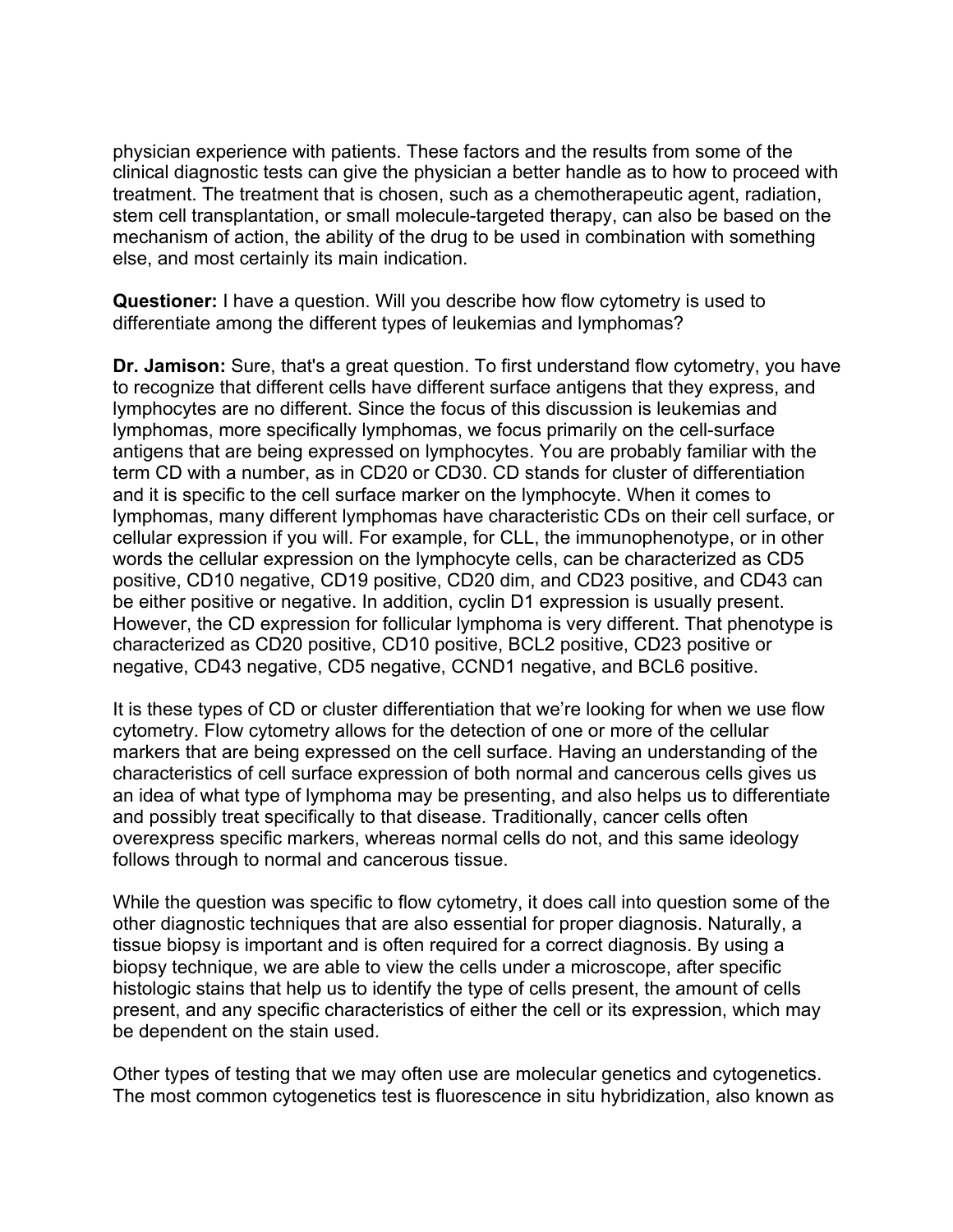physician experience with patients. These factors and the results from some of the clinical diagnostic tests can give the physician a better handle as to how to proceed with treatment. The treatment that is chosen, such as a chemotherapeutic agent, radiation, stem cell transplantation, or small molecule-targeted therapy, can also be based on the mechanism of action, the ability of the drug to be used in combination with something else, and most certainly its main indication.

**Questioner:** I have a question. Will you describe how flow cytometry is used to differentiate among the different types of leukemias and lymphomas?

**Dr. Jamison:** Sure, that's a great question. To first understand flow cytometry, you have to recognize that different cells have different surface antigens that they express, and lymphocytes are no different. Since the focus of this discussion is leukemias and lymphomas, more specifically lymphomas, we focus primarily on the cell-surface antigens that are being expressed on lymphocytes. You are probably familiar with the term CD with a number, as in CD20 or CD30. CD stands for cluster of differentiation and it is specific to the cell surface marker on the lymphocyte. When it comes to lymphomas, many different lymphomas have characteristic CDs on their cell surface, or cellular expression if you will. For example, for CLL, the immunophenotype, or in other words the cellular expression on the lymphocyte cells, can be characterized as CD5 positive, CD10 negative, CD19 positive, CD20 dim, and CD23 positive, and CD43 can be either positive or negative. In addition, cyclin D1 expression is usually present. However, the CD expression for follicular lymphoma is very different. That phenotype is characterized as CD20 positive, CD10 positive, BCL2 positive, CD23 positive or negative, CD43 negative, CD5 negative, CCND1 negative, and BCL6 positive.

It is these types of CD or cluster differentiation that we're looking for when we use flow cytometry. Flow cytometry allows for the detection of one or more of the cellular markers that are being expressed on the cell surface. Having an understanding of the characteristics of cell surface expression of both normal and cancerous cells gives us an idea of what type of lymphoma may be presenting, and also helps us to differentiate and possibly treat specifically to that disease. Traditionally, cancer cells often overexpress specific markers, whereas normal cells do not, and this same ideology follows through to normal and cancerous tissue.

While the question was specific to flow cytometry, it does call into question some of the other diagnostic techniques that are also essential for proper diagnosis. Naturally, a tissue biopsy is important and is often required for a correct diagnosis. By using a biopsy technique, we are able to view the cells under a microscope, after specific histologic stains that help us to identify the type of cells present, the amount of cells present, and any specific characteristics of either the cell or its expression, which may be dependent on the stain used.

Other types of testing that we may often use are molecular genetics and cytogenetics. The most common cytogenetics test is fluorescence in situ hybridization, also known as